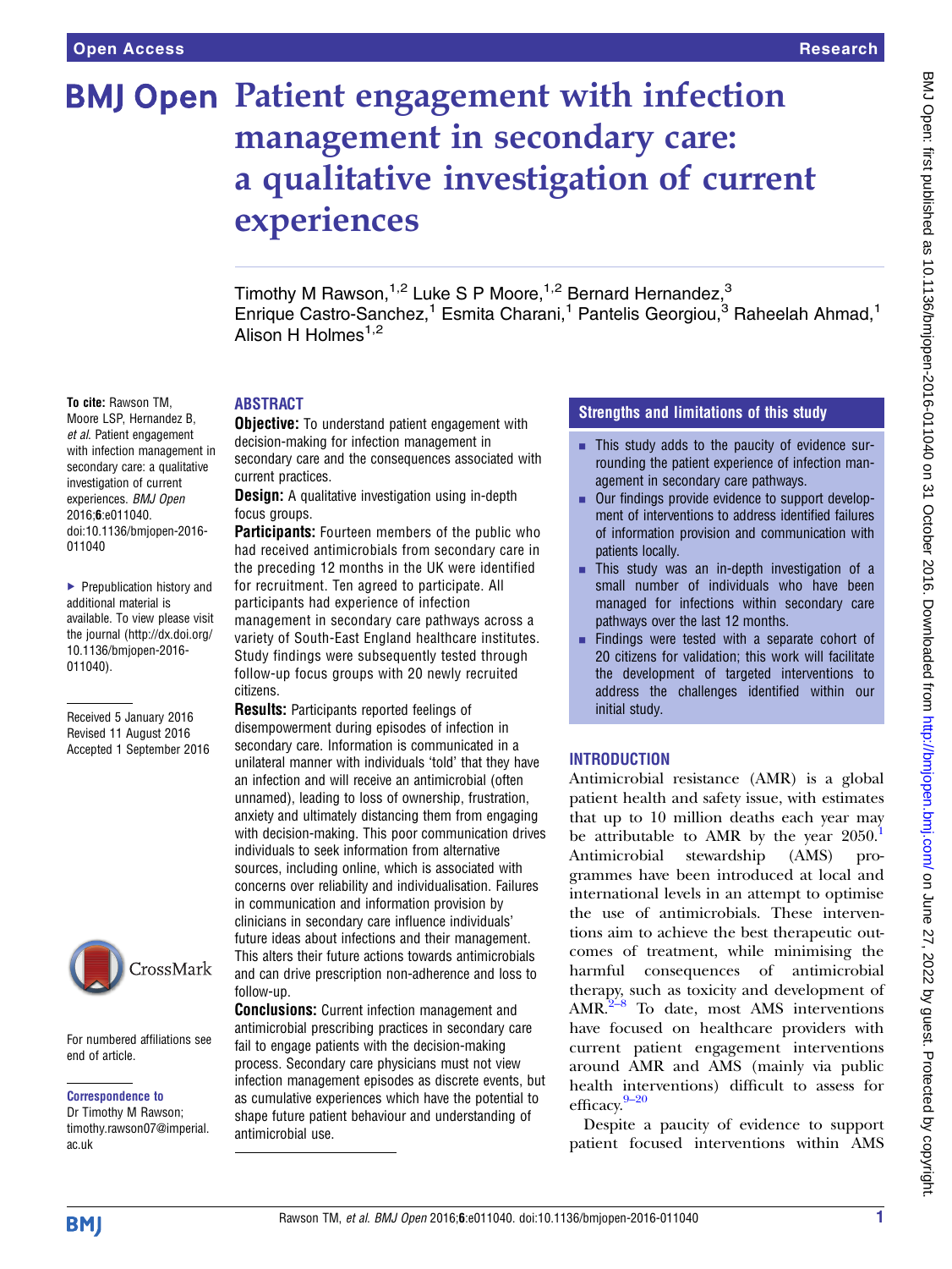# Patient engagement with infection management in secondary care: a qualitative investigation of current experiences

Timothy M Rawson,[1,2] Luke S P Moore,[1,2] Bernard Hernandez,[3] Enrique Castro-Sanchez,[1] Esmita Charani,[1] Pantelis Georgiou,[3] Raheelah Ahmad,[1] Alison H Holmes[1,2]

**To cite:** Rawson TM, Moore LSP, Hernandez B, *et al*. Patient engagement with infection management in secondary care: a qualitative investigation of current experiences. *BMJ Open* 2016;**6**:e011040. doi:10.1136/bmjopen-2016-011040

▸ Prepublication history and additional material is available. To view please visit the journal (http://dx.doi.org/10.1136/bmjopen-2016-011040).

Received 5 January 2016
Revised 11 August 2016
Accepted 1 September 2016

For numbered affiliations see end of article.

**Correspondence to**
Dr Timothy M Rawson; timothy.rawson07@imperial.ac.uk

## ABSTRACT

**Objective:** To understand patient engagement with decision-making for infection management in secondary care and the consequences associated with current practices.

**Design:** A qualitative investigation using in-depth focus groups.

**Participants:** Fourteen members of the public who had received antimicrobials from secondary care in the preceding 12 months in the UK were identified for recruitment. Ten agreed to participate. All participants had experience of infection management in secondary care pathways across a variety of South-East England healthcare institutes. Study findings were subsequently tested through follow-up focus groups with 20 newly recruited citizens.

**Results:** Participants reported feelings of disempowerment during episodes of infection in secondary care. Information is communicated in a unilateral manner with individuals 'told' that they have an infection and will receive an antimicrobial (often unnamed), leading to loss of ownership, frustration, anxiety and ultimately distancing them from engaging with decision-making. This poor communication drives individuals to seek information from alternative sources, including online, which is associated with concerns over reliability and individualisation. Failures in communication and information provision by clinicians in secondary care influence individuals' future ideas about infections and their management. This alters their future actions towards antimicrobials and can drive prescription non-adherence and loss to follow-up.

**Conclusions:** Current infection management and antimicrobial prescribing practices in secondary care fail to engage patients with the decision-making process. Secondary care physicians must not view infection management episodes as discrete events, but as cumulative experiences which have the potential to shape future patient behaviour and understanding of antimicrobial use.

## Strengths and limitations of this study

- This study adds to the paucity of evidence surrounding the patient experience of infection management in secondary care pathways.
- Our findings provide evidence to support development of interventions to address identified failures of information provision and communication with patients locally.
- This study was an in-depth investigation of a small number of individuals who have been managed for infections within secondary care pathways over the last 12 months.
- Findings were tested with a separate cohort of 20 citizens for validation; this work will facilitate the development of targeted interventions to address the challenges identified within our initial study.

## INTRODUCTION

Antimicrobial resistance (AMR) is a global patient health and safety issue, with estimates that up to 10 million deaths each year may be attributable to AMR by the year 2050.[1] Antimicrobial stewardship (AMS) programmes have been introduced at local and international levels in an attempt to optimise the use of antimicrobials. These interventions aim to achieve the best therapeutic outcomes of treatment, while minimising the harmful consequences of antimicrobial therapy, such as toxicity and development of AMR.[2–8] To date, most AMS interventions have focused on healthcare providers with current patient engagement interventions around AMR and AMS (mainly via public health interventions) difficult to assess for efficacy.[9–20]

Despite a paucity of evidence to support patient focused interventions within AMS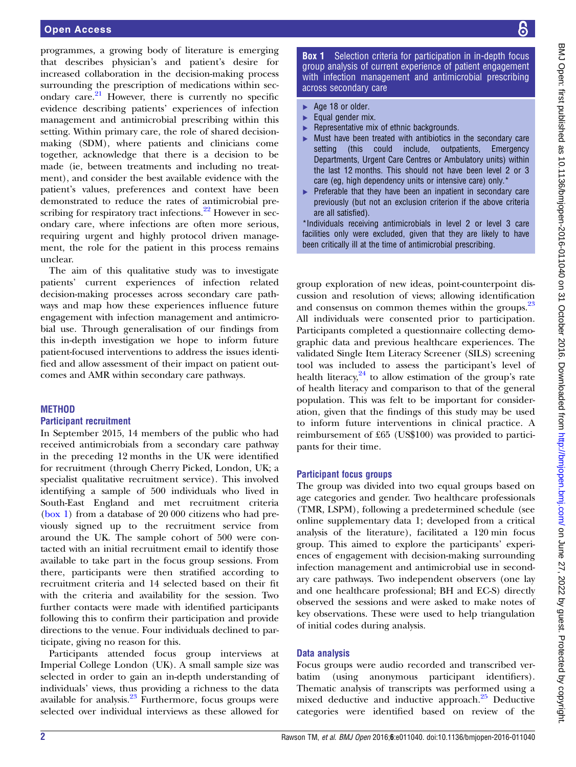programmes, a growing body of literature is emerging that describes physician's and patient's desire for increased collaboration in the decision-making process surrounding the prescription of medications within secondary care.[21] However, there is currently no specific evidence describing patients' experiences of infection management and antimicrobial prescribing within this setting. Within primary care, the role of shared decision-making (SDM), where patients and clinicians come together, acknowledge that there is a decision to be made (ie, between treatments and including no treatment), and consider the best available evidence with the patient's values, preferences and context have been demonstrated to reduce the rates of antimicrobial prescribing for respiratory tract infections.[22] However in secondary care, where infections are often more serious, requiring urgent and highly protocol driven management, the role for the patient in this process remains unclear.

The aim of this qualitative study was to investigate patients' current experiences of infection related decision-making processes across secondary care pathways and map how these experiences influence future engagement with infection management and antimicrobial use. Through generalisation of our findings from this in-depth investigation we hope to inform future patient-focused interventions to address the issues identified and allow assessment of their impact on patient outcomes and AMR within secondary care pathways.

## METHOD

### Participant recruitment

In September 2015, 14 members of the public who had received antimicrobials from a secondary care pathway in the preceding 12 months in the UK were identified for recruitment (through Cherry Picked, London, UK; a specialist qualitative recruitment service). This involved identifying a sample of 500 individuals who lived in South-East England and met recruitment criteria (box 1) from a database of 20 000 citizens who had previously signed up to the recruitment service from around the UK. The sample cohort of 500 were contacted with an initial recruitment email to identify those available to take part in the focus group sessions. From there, participants were then stratified according to recruitment criteria and 14 selected based on their fit with the criteria and availability for the session. Two further contacts were made with identified participants following this to confirm their participation and provide directions to the venue. Four individuals declined to participate, giving no reason for this.

Participants attended focus group interviews at Imperial College London (UK). A small sample size was selected in order to gain an in-depth understanding of individuals' views, thus providing a richness to the data available for analysis.[23] Furthermore, focus groups were selected over individual interviews as these allowed for group exploration of new ideas, point-counterpoint discussion and resolution of views; allowing identification and consensus on common themes within the groups.[23] All individuals were consented prior to participation. Participants completed a questionnaire collecting demographic data and previous healthcare experiences. The validated Single Item Literacy Screener (SILS) screening tool was included to assess the participant's level of health literacy,[24] to allow estimation of the group's rate of health literacy and comparison to that of the general population. This was felt to be important for consideration, given that the findings of this study may be used to inform future interventions in clinical practice. A reimbursement of £65 (US$100) was provided to participants for their time.

**Box 1** Selection criteria for participation in in-depth focus group analysis of current experience of patient engagement with infection management and antimicrobial prescribing across secondary care

- Age 18 or older.
- Equal gender mix.
- Representative mix of ethnic backgrounds.
- Must have been treated with antibiotics in the secondary care setting (this could include, outpatients, Emergency Departments, Urgent Care Centres or Ambulatory units) within the last 12 months. This should not have been level 2 or 3 care (eg, high dependency units or intensive care) only.*
- Preferable that they have been an inpatient in secondary care previously (but not an exclusion criterion if the above criteria are all satisfied).

*Individuals receiving antimicrobials in level 2 or level 3 care facilities only were excluded, given that they are likely to have been critically ill at the time of antimicrobial prescribing.

### Participant focus groups

The group was divided into two equal groups based on age categories and gender. Two healthcare professionals (TMR, LSPM), following a predetermined schedule (see online supplementary data 1; developed from a critical analysis of the literature), facilitated a 120 min focus group. This aimed to explore the participants' experiences of engagement with decision-making surrounding infection management and antimicrobial use in secondary care pathways. Two independent observers (one lay and one healthcare professional; BH and EC-S) directly observed the sessions and were asked to make notes of key observations. These were used to help triangulation of initial codes during analysis.

### Data analysis

Focus groups were audio recorded and transcribed verbatim (using anonymous participant identifiers). Thematic analysis of transcripts was performed using a mixed deductive and inductive approach.[25] Deductive categories were identified based on review of the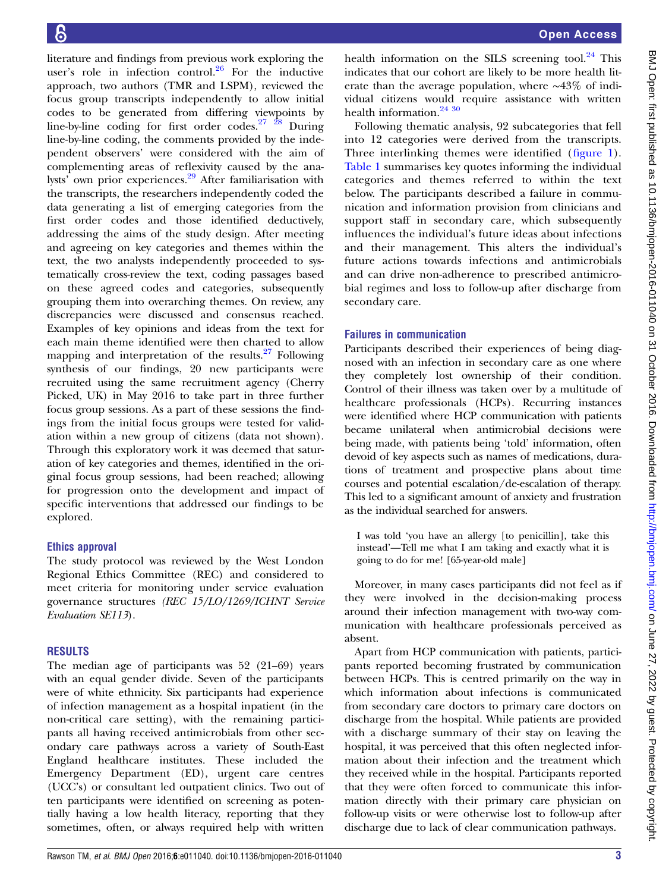literature and findings from previous work exploring the user's role in infection control.[26] For the inductive approach, two authors (TMR and LSPM), reviewed the focus group transcripts independently to allow initial codes to be generated from differing viewpoints by line-by-line coding for first order codes.[27 28] During line-by-line coding, the comments provided by the independent observers' were considered with the aim of complementing areas of reflexivity caused by the analysts' own prior experiences.[29] After familiarisation with the transcripts, the researchers independently coded the data generating a list of emerging categories from the first order codes and those identified deductively, addressing the aims of the study design. After meeting and agreeing on key categories and themes within the text, the two analysts independently proceeded to systematically cross-review the text, coding passages based on these agreed codes and categories, subsequently grouping them into overarching themes. On review, any discrepancies were discussed and consensus reached. Examples of key opinions and ideas from the text for each main theme identified were then charted to allow mapping and interpretation of the results.[27] Following synthesis of our findings, 20 new participants were recruited using the same recruitment agency (Cherry Picked, UK) in May 2016 to take part in three further focus group sessions. As a part of these sessions the findings from the initial focus groups were tested for validation within a new group of citizens (data not shown). Through this exploratory work it was deemed that saturation of key categories and themes, identified in the original focus group sessions, had been reached; allowing for progression onto the development and impact of specific interventions that addressed our findings to be explored.

### Ethics approval

The study protocol was reviewed by the West London Regional Ethics Committee (REC) and considered to meet criteria for monitoring under service evaluation governance structures *(REC 15/LO/1269/ICHNT Service Evaluation SE113)*.

## RESULTS

The median age of participants was 52 (21–69) years with an equal gender divide. Seven of the participants were of white ethnicity. Six participants had experience of infection management as a hospital inpatient (in the non-critical care setting), with the remaining participants all having received antimicrobials from other secondary care pathways across a variety of South-East England healthcare institutes. These included the Emergency Department (ED), urgent care centres (UCC's) or consultant led outpatient clinics. Two out of ten participants were identified on screening as potentially having a low health literacy, reporting that they sometimes, often, or always required help with written health information on the SILS screening tool.[24] This indicates that our cohort are likely to be more health literate than the average population, where ∼43% of individual citizens would require assistance with written health information.[24 30]

Following thematic analysis, 92 subcategories that fell into 12 categories were derived from the transcripts. Three interlinking themes were identified (figure 1). Table 1 summarises key quotes informing the individual categories and themes referred to within the text below. The participants described a failure in communication and information provision from clinicians and support staff in secondary care, which subsequently influences the individual's future ideas about infections and their management. This alters the individual's future actions towards infections and antimicrobials and can drive non-adherence to prescribed antimicrobial regimes and loss to follow-up after discharge from secondary care.

### Failures in communication

Participants described their experiences of being diagnosed with an infection in secondary care as one where they completely lost ownership of their condition. Control of their illness was taken over by a multitude of healthcare professionals (HCPs). Recurring instances were identified where HCP communication with patients became unilateral when antimicrobial decisions were being made, with patients being 'told' information, often devoid of key aspects such as names of medications, durations of treatment and prospective plans about time courses and potential escalation/de-escalation of therapy. This led to a significant amount of anxiety and frustration as the individual searched for answers.

> I was told 'you have an allergy [to penicillin], take this instead'—Tell me what I am taking and exactly what it is going to do for me! [65-year-old male]

Moreover, in many cases participants did not feel as if they were involved in the decision-making process around their infection management with two-way communication with healthcare professionals perceived as absent.

Apart from HCP communication with patients, participants reported becoming frustrated by communication between HCPs. This is centred primarily on the way in which information about infections is communicated from secondary care doctors to primary care doctors on discharge from the hospital. While patients are provided with a discharge summary of their stay on leaving the hospital, it was perceived that this often neglected information about their infection and the treatment which they received while in the hospital. Participants reported that they were often forced to communicate this information directly with their primary care physician on follow-up visits or were otherwise lost to follow-up after discharge due to lack of clear communication pathways.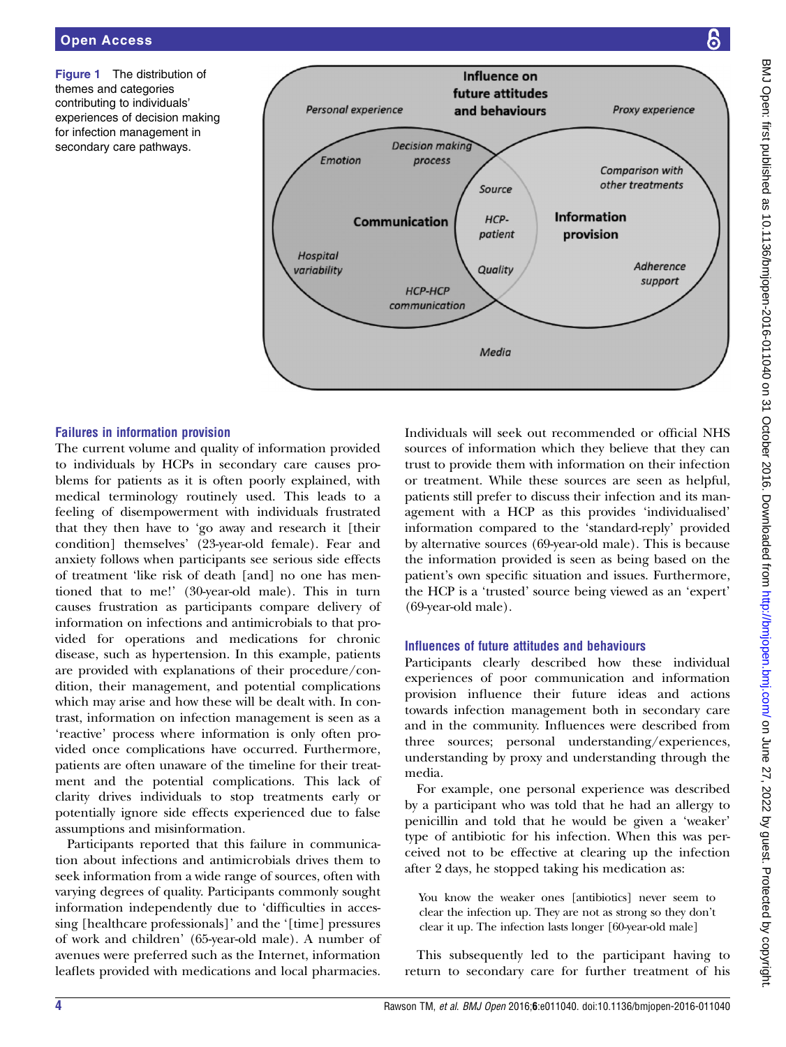Figure 1 The distribution of themes and categories contributing to individuals' experiences of decision making for infection management in secondary care pathways.

Influence on future attitudes and behaviours

Personal experience

Proxy experience

Emotion

Decision making process

Source

Comparison with other treatments

Communication

HCP-patient

Information provision

Hospital variability

Quality

Adherence support

HCP-HCP communication

Media

### Failures in information provision

The current volume and quality of information provided to individuals by HCPs in secondary care causes problems for patients as it is often poorly explained, with medical terminology routinely used. This leads to a feeling of disempowerment with individuals frustrated that they then have to 'go away and research it [their condition] themselves' (23-year-old female). Fear and anxiety follows when participants see serious side effects of treatment 'like risk of death [and] no one has mentioned that to me!' (30-year-old male). This in turn causes frustration as participants compare delivery of information on infections and antimicrobials to that provided for operations and medications for chronic disease, such as hypertension. In this example, patients are provided with explanations of their procedure/condition, their management, and potential complications which may arise and how these will be dealt with. In contrast, information on infection management is seen as a 'reactive' process where information is only often provided once complications have occurred. Furthermore, patients are often unaware of the timeline for their treatment and the potential complications. This lack of clarity drives individuals to stop treatments early or potentially ignore side effects experienced due to false assumptions and misinformation.

Participants reported that this failure in communication about infections and antimicrobials drives them to seek information from a wide range of sources, often with varying degrees of quality. Participants commonly sought information independently due to 'difficulties in accessing [healthcare professionals]' and the '[time] pressures of work and children' (65-year-old male). A number of avenues were preferred such as the Internet, information leaflets provided with medications and local pharmacies. Individuals will seek out recommended or official NHS sources of information which they believe that they can trust to provide them with information on their infection or treatment. While these sources are seen as helpful, patients still prefer to discuss their infection and its management with a HCP as this provides 'individualised' information compared to the 'standard-reply' provided by alternative sources (69-year-old male). This is because the information provided is seen as being based on the patient's own specific situation and issues. Furthermore, the HCP is a 'trusted' source being viewed as an 'expert' (69-year-old male).

### Influences of future attitudes and behaviours

Participants clearly described how these individual experiences of poor communication and information provision influence their future ideas and actions towards infection management both in secondary care and in the community. Influences were described from three sources; personal understanding/experiences, understanding by proxy and understanding through the media.

For example, one personal experience was described by a participant who was told that he had an allergy to penicillin and told that he would be given a 'weaker' type of antibiotic for his infection. When this was perceived not to be effective at clearing up the infection after 2 days, he stopped taking his medication as:

> You know the weaker ones [antibiotics] never seem to clear the infection up. They are not as strong so they don't clear it up. The infection lasts longer [60-year-old male]

This subsequently led to the participant having to return to secondary care for further treatment of his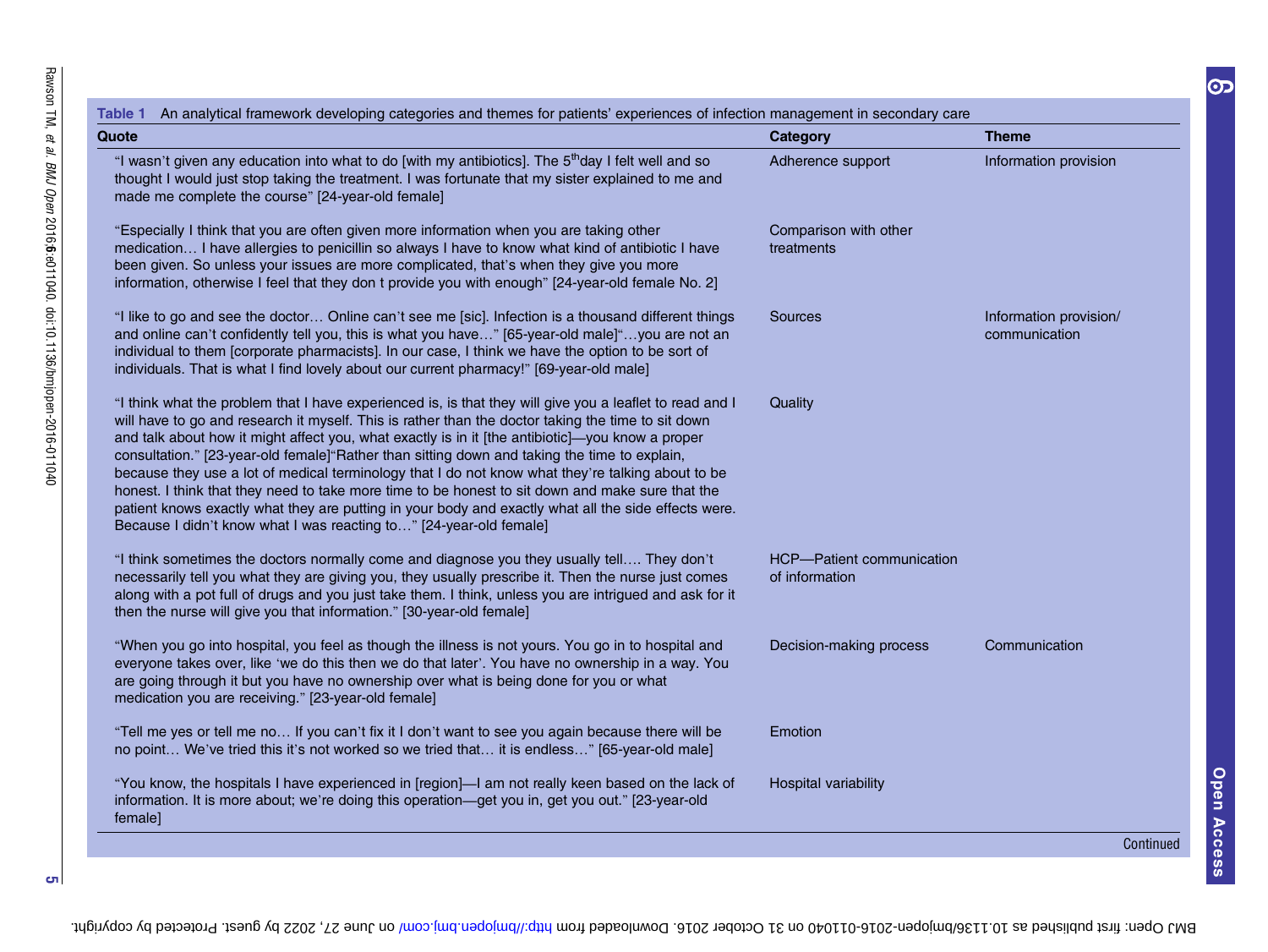**Table 1** An analytical framework developing categories and themes for patients' experiences of infection management in secondary care

| Quote | Category | Theme |
|---|---|---|
| "I wasn't given any education into what to do [with my antibiotics]. The 5th day I felt well and so thought I would just stop taking the treatment. I was fortunate that my sister explained to me and made me complete the course" [24-year-old female] | Adherence support | Information provision |
| "Especially I think that you are often given more information when you are taking other medication… I have allergies to penicillin so always I have to know what kind of antibiotic I have been given. So unless your issues are more complicated, that's when they give you more information, otherwise I feel that they don t provide you with enough" [24-year-old female No. 2] | Comparison with other treatments | |
| "I like to go and see the doctor… Online can't see me [sic]. Infection is a thousand different things and online can't confidently tell you, this is what you have…" [65-year-old male]"…you are not an individual to them [corporate pharmacists]. In our case, I think we have the option to be sort of individuals. That is what I find lovely about our current pharmacy!" [69-year-old male] | Sources | Information provision/communication |
| "I think what the problem that I have experienced is, is that they will give you a leaflet to read and I will have to go and research it myself. This is rather than the doctor taking the time to sit down and talk about how it might affect you, what exactly is in it [the antibiotic]—you know a proper consultation." [23-year-old female]"Rather than sitting down and taking the time to explain, because they use a lot of medical terminology that I do not know what they're talking about to be honest. I think that they need to take more time to be honest to sit down and make sure that the patient knows exactly what they are putting in your body and exactly what all the side effects were. Because I didn't know what I was reacting to…" [24-year-old female] | Quality | |
| "I think sometimes the doctors normally come and diagnose you they usually tell…. They don't necessarily tell you what they are giving you, they usually prescribe it. Then the nurse just comes along with a pot full of drugs and you just take them. I think, unless you are intrigued and ask for it then the nurse will give you that information." [30-year-old female] | HCP—Patient communication of information | |
| "When you go into hospital, you feel as though the illness is not yours. You go in to hospital and everyone takes over, like 'we do this then we do that later'. You have no ownership in a way. You are going through it but you have no ownership over what is being done for you or what medication you are receiving." [23-year-old female] | Decision-making process | Communication |
| "Tell me yes or tell me no… If you can't fix it I don't want to see you again because there will be no point… We've tried this it's not worked so we tried that… it is endless…" [65-year-old male] | Emotion | |
| "You know, the hospitals I have experienced in [region]—I am not really keen based on the lack of information. It is more about; we're doing this operation—get you in, get you out." [23-year-old female] | Hospital variability | |

Continued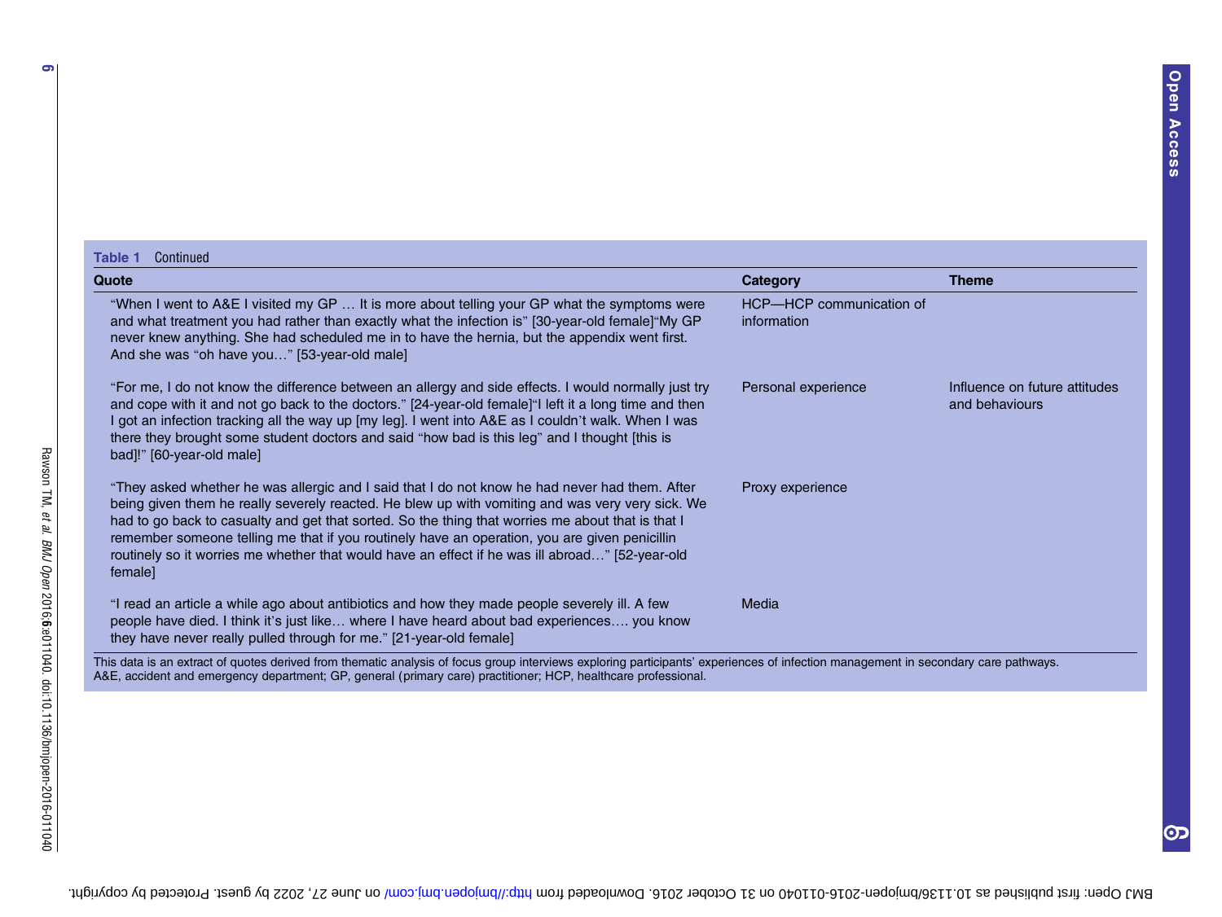**Table 1** Continued

| Quote | Category | Theme |
|---|---|---|
| "When I went to A&E I visited my GP … It is more about telling your GP what the symptoms were and what treatment you had rather than exactly what the infection is" [30-year-old female]"My GP never knew anything. She had scheduled me in to have the hernia, but the appendix went first. And she was "oh have you…" [53-year-old male] | HCP—HCP communication of information | |
| "For me, I do not know the difference between an allergy and side effects. I would normally just try and cope with it and not go back to the doctors." [24-year-old female]"I left it a long time and then I got an infection tracking all the way up [my leg]. I went into A&E as I couldn't walk. When I was there they brought some student doctors and said "how bad is this leg" and I thought [this is bad]!" [60-year-old male] | Personal experience | Influence on future attitudes and behaviours |
| "They asked whether he was allergic and I said that I do not know he had never had them. After being given them he really severely reacted. He blew up with vomiting and was very very sick. We had to go back to casualty and get that sorted. So the thing that worries me about that is that I remember someone telling me that if you routinely have an operation, you are given penicillin routinely so it worries me whether that would have an effect if he was ill abroad…" [52-year-old female] | Proxy experience | |
| "I read an article a while ago about antibiotics and how they made people severely ill. A few people have died. I think it's just like… where I have heard about bad experiences…. you know they have never really pulled through for me." [21-year-old female] | Media | |

This data is an extract of quotes derived from thematic analysis of focus group interviews exploring participants' experiences of infection management in secondary care pathways.
A&E, accident and emergency department; GP, general (primary care) practitioner; HCP, healthcare professional.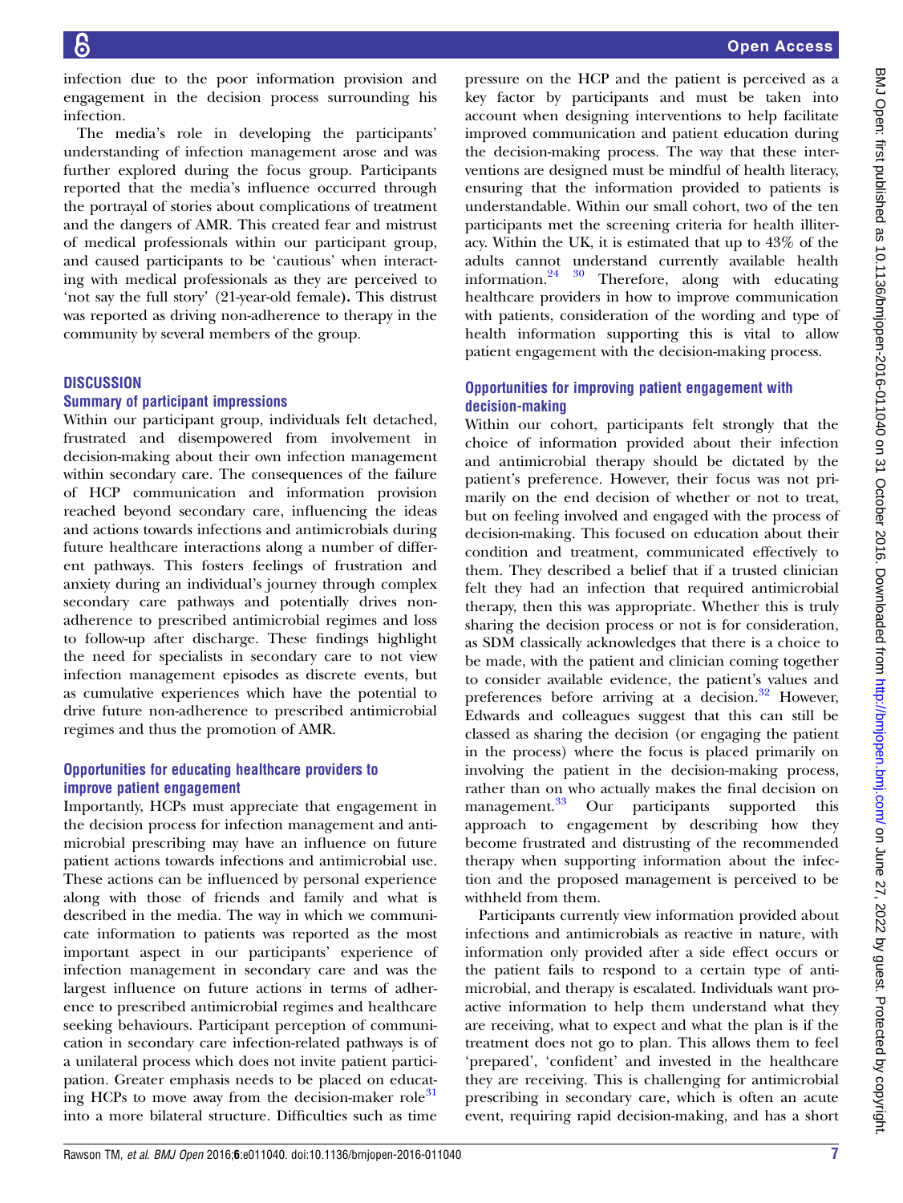infection due to the poor information provision and engagement in the decision process surrounding his infection.

The media's role in developing the participants' understanding of infection management arose and was further explored during the focus group. Participants reported that the media's influence occurred through the portrayal of stories about complications of treatment and the dangers of AMR. This created fear and mistrust of medical professionals within our participant group, and caused participants to be 'cautious' when interacting with medical professionals as they are perceived to 'not say the full story' (21-year-old female). This distrust was reported as driving non-adherence to therapy in the community by several members of the group.

## DISCUSSION

### Summary of participant impressions

Within our participant group, individuals felt detached, frustrated and disempowered from involvement in decision-making about their own infection management within secondary care. The consequences of the failure of HCP communication and information provision reached beyond secondary care, influencing the ideas and actions towards infections and antimicrobials during future healthcare interactions along a number of different pathways. This fosters feelings of frustration and anxiety during an individual's journey through complex secondary care pathways and potentially drives non-adherence to prescribed antimicrobial regimes and loss to follow-up after discharge. These findings highlight the need for specialists in secondary care to not view infection management episodes as discrete events, but as cumulative experiences which have the potential to drive future non-adherence to prescribed antimicrobial regimes and thus the promotion of AMR.

### Opportunities for educating healthcare providers to improve patient engagement

Importantly, HCPs must appreciate that engagement in the decision process for infection management and antimicrobial prescribing may have an influence on future patient actions towards infections and antimicrobial use. These actions can be influenced by personal experience along with those of friends and family and what is described in the media. The way in which we communicate information to patients was reported as the most important aspect in our participants' experience of infection management in secondary care and was the largest influence on future actions in terms of adherence to prescribed antimicrobial regimes and healthcare seeking behaviours. Participant perception of communication in secondary care infection-related pathways is of a unilateral process which does not invite patient participation. Greater emphasis needs to be placed on educating HCPs to move away from the decision-maker role[31] into a more bilateral structure. Difficulties such as time pressure on the HCP and the patient is perceived as a key factor by participants and must be taken into account when designing interventions to help facilitate improved communication and patient education during the decision-making process. The way that these interventions are designed must be mindful of health literacy, ensuring that the information provided to patients is understandable. Within our small cohort, two of the ten participants met the screening criteria for health illiteracy. Within the UK, it is estimated that up to 43% of the adults cannot understand currently available health information.[24 30] Therefore, along with educating healthcare providers in how to improve communication with patients, consideration of the wording and type of health information supporting this is vital to allow patient engagement with the decision-making process.

### Opportunities for improving patient engagement with decision-making

Within our cohort, participants felt strongly that the choice of information provided about their infection and antimicrobial therapy should be dictated by the patient's preference. However, their focus was not primarily on the end decision of whether or not to treat, but on feeling involved and engaged with the process of decision-making. This focused on education about their condition and treatment, communicated effectively to them. They described a belief that if a trusted clinician felt they had an infection that required antimicrobial therapy, then this was appropriate. Whether this is truly sharing the decision process or not is for consideration, as SDM classically acknowledges that there is a choice to be made, with the patient and clinician coming together to consider available evidence, the patient's values and preferences before arriving at a decision.[32] However, Edwards and colleagues suggest that this can still be classed as sharing the decision (or engaging the patient in the process) where the focus is placed primarily on involving the patient in the decision-making process, rather than on who actually makes the final decision on management.[33] Our participants supported this approach to engagement by describing how they become frustrated and distrusting of the recommended therapy when supporting information about the infection and the proposed management is perceived to be withheld from them.

Participants currently view information provided about infections and antimicrobials as reactive in nature, with information only provided after a side effect occurs or the patient fails to respond to a certain type of antimicrobial, and therapy is escalated. Individuals want proactive information to help them understand what they are receiving, what to expect and what the plan is if the treatment does not go to plan. This allows them to feel 'prepared', 'confident' and invested in the healthcare they are receiving. This is challenging for antimicrobial prescribing in secondary care, which is often an acute event, requiring rapid decision-making, and has a short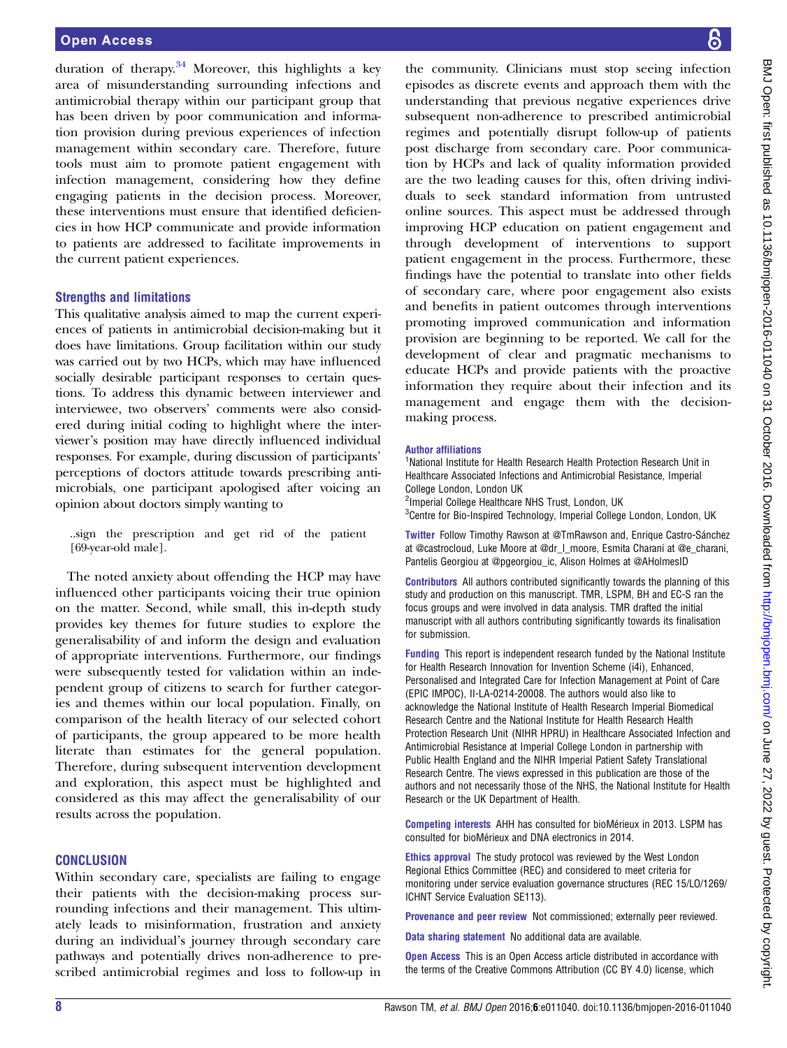duration of therapy.[34] Moreover, this highlights a key area of misunderstanding surrounding infections and antimicrobial therapy within our participant group that has been driven by poor communication and information provision during previous experiences of infection management within secondary care. Therefore, future tools must aim to promote patient engagement with infection management, considering how they define engaging patients in the decision process. Moreover, these interventions must ensure that identified deficiencies in how HCP communicate and provide information to patients are addressed to facilitate improvements in the current patient experiences.

### Strengths and limitations

This qualitative analysis aimed to map the current experiences of patients in antimicrobial decision-making but it does have limitations. Group facilitation within our study was carried out by two HCPs, which may have influenced socially desirable participant responses to certain questions. To address this dynamic between interviewer and interviewee, two observers' comments were also considered during initial coding to highlight where the interviewer's position may have directly influenced individual responses. For example, during discussion of participants' perceptions of doctors attitude towards prescribing antimicrobials, one participant apologised after voicing an opinion about doctors simply wanting to

> ..sign the prescription and get rid of the patient [69-year-old male].

The noted anxiety about offending the HCP may have influenced other participants voicing their true opinion on the matter. Second, while small, this in-depth study provides key themes for future studies to explore the generalisability of and inform the design and evaluation of appropriate interventions. Furthermore, our findings were subsequently tested for validation within an independent group of citizens to search for further categories and themes within our local population. Finally, on comparison of the health literacy of our selected cohort of participants, the group appeared to be more health literate than estimates for the general population. Therefore, during subsequent intervention development and exploration, this aspect must be highlighted and considered as this may affect the generalisability of our results across the population.

## CONCLUSION

Within secondary care, specialists are failing to engage their patients with the decision-making process surrounding infections and their management. This ultimately leads to misinformation, frustration and anxiety during an individual's journey through secondary care pathways and potentially drives non-adherence to prescribed antimicrobial regimes and loss to follow-up in the community. Clinicians must stop seeing infection episodes as discrete events and approach them with the understanding that previous negative experiences drive subsequent non-adherence to prescribed antimicrobial regimes and potentially disrupt follow-up of patients post discharge from secondary care. Poor communication by HCPs and lack of quality information provided are the two leading causes for this, often driving individuals to seek standard information from untrusted online sources. This aspect must be addressed through improving HCP education on patient engagement and through development of interventions to support patient engagement in the process. Furthermore, these findings have the potential to translate into other fields of secondary care, where poor engagement also exists and benefits in patient outcomes through interventions promoting improved communication and information provision are beginning to be reported. We call for the development of clear and pragmatic mechanisms to educate HCPs and provide patients with the proactive information they require about their infection and its management and engage them with the decision-making process.

**Author affiliations**
[1]National Institute for Health Research Health Protection Research Unit in Healthcare Associated Infections and Antimicrobial Resistance, Imperial College London, London UK
[2]Imperial College Healthcare NHS Trust, London, UK
[3]Centre for Bio-Inspired Technology, Imperial College London, London, UK

**Twitter** Follow Timothy Rawson at @TmRawson and, Enrique Castro-Sánchez at @castrocloud, Luke Moore at @dr_l_moore, Esmita Charani at @e_charani, Pantelis Georgiou at @pgeorgiou_ic, Alison Holmes at @AHolmesID

**Contributors** All authors contributed significantly towards the planning of this study and production on this manuscript. TMR, LSPM, BH and EC-S ran the focus groups and were involved in data analysis. TMR drafted the initial manuscript with all authors contributing significantly towards its finalisation for submission.

**Funding** This report is independent research funded by the National Institute for Health Research Innovation for Invention Scheme (i4i), Enhanced, Personalised and Integrated Care for Infection Management at Point of Care (EPIC IMPOC), II-LA-0214-20008. The authors would also like to acknowledge the National Institute of Health Research Imperial Biomedical Research Centre and the National Institute for Health Research Health Protection Research Unit (NIHR HPRU) in Healthcare Associated Infection and Antimicrobial Resistance at Imperial College London in partnership with Public Health England and the NIHR Imperial Patient Safety Translational Research Centre. The views expressed in this publication are those of the authors and not necessarily those of the NHS, the National Institute for Health Research or the UK Department of Health.

**Competing interests** AHH has consulted for bioMérieux in 2013. LSPM has consulted for bioMérieux and DNA electronics in 2014.

**Ethics approval** The study protocol was reviewed by the West London Regional Ethics Committee (REC) and considered to meet criteria for monitoring under service evaluation governance structures (REC 15/LO/1269/ICHNT Service Evaluation SE113).

**Provenance and peer review** Not commissioned; externally peer reviewed.

**Data sharing statement** No additional data are available.

**Open Access** This is an Open Access article distributed in accordance with the terms of the Creative Commons Attribution (CC BY 4.0) license, which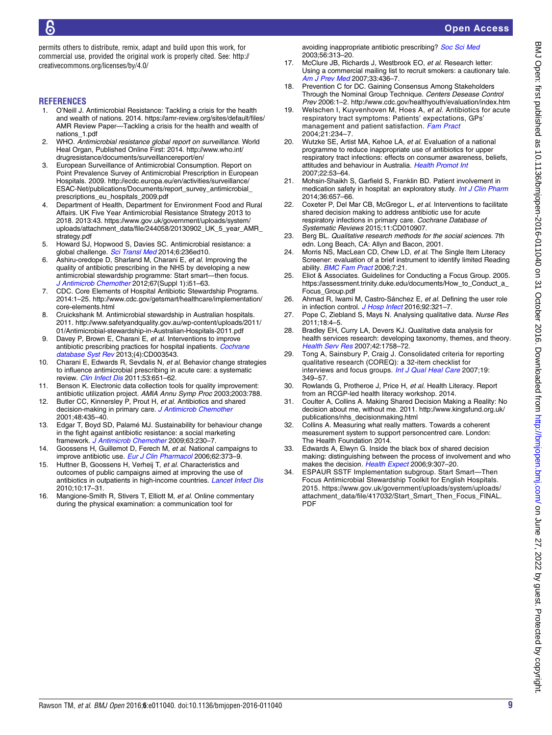permits others to distribute, remix, adapt and build upon this work, for commercial use, provided the original work is properly cited. See: http://creativecommons.org/licenses/by/4.0/

## REFERENCES

1. O'Neill J. Antimicrobial Resistance: Tackling a crisis for the health and wealth of nations. 2014. https://amr-review.org/sites/default/files/AMR Review Paper—Tackling a crisis for the health and wealth of nations_1.pdf
2. WHO. *Antimicrobial resistance global report on surveillance*. World Heal Organ, Published Online First: 2014. http://www.who.int/drugresistance/documents/surveillancereport/en/
3. European Surveillance of Antimicrobial Consumption. Report on Point Prevalence Survey of Antimicrobial Prescription in European Hospitals. 2009. http://ecdc.europa.eu/en/activities/surveillance/ESAC-Net/publications/Documents/report_survey_antimicrobial_prescriptions_eu_hospitals_2009.pdf
4. Department of Health, Department for Environment Food and Rural Affairs. UK Five Year Antimicrobial Resistance Strategy 2013 to 2018. 2013:43. https://www.gov.uk/government/uploads/system/uploads/attachment_data/file/244058/20130902_UK_5_year_AMR_strategy.pdf
5. Howard SJ, Hopwood S, Davies SC. Antimicrobial resistance: a global challenge. *Sci Transl Med* 2014;6:236ed10.
6. Ashiru-oredope D, Sharland M, Charani E, *et al*. Improving the quality of antibiotic prescribing in the NHS by developing a new antimicrobial stewardship programme: Start smart—then focus. *J Antimicrob Chemother* 2012;67(Suppl 1):i51–63.
7. CDC. Core Elements of Hospital Antibiotic Stewardship Programs. 2014:1–25. http://www.cdc.gov/getsmart/healthcare/implementation/core-elements.html
8. Cruickshank M. Antimicrobial stewardship in Australian hospitals. 2011. http://www.safetyandquality.gov.au/wp-content/uploads/2011/01/Antimicrobial-stewardship-in-Australian-Hospitals-2011.pdf
9. Davey P, Brown E, Charani E, *et al*. Interventions to improve antibiotic prescribing practices for hospital inpatients. *Cochrane database Syst Rev* 2013;(4):CD003543.
10. Charani E, Edwards R, Sevdalis N, *et al*. Behavior change strategies to influence antimicrobial prescribing in acute care: a systematic review. *Clin Infect Dis* 2011;53:651–62.
11. Benson K. Electronic data collection tools for quality improvement: antibiotic utilization project. *AMIA Annu Symp Proc* 2003;2003:788.
12. Butler CC, Kinnersley P, Prout H, *et al*. Antibiotics and shared decision-making in primary care. *J Antimicrob Chemother* 2001;48:435–40.
13. Edgar T, Boyd SD, Palamé MJ. Sustainability for behaviour change in the fight against antibiotic resistance: a social marketing framework. *J Antimicrob Chemother* 2009;63:230–7.
14. Goossens H, Guillemot D, Ferech M, *et al*. National campaigns to improve antibiotic use. *Eur J Clin Pharmacol* 2006;62:373–9.
15. Huttner B, Goossens H, Verheij T, *et al*. Characteristics and outcomes of public campaigns aimed at improving the use of antibiotics in outpatients in high-income countries. *Lancet Infect Dis* 2010;10:17–31.
16. Mangione-Smith R, Stivers T, Elliott M, *et al*. Online commentary during the physical examination: a communication tool for avoiding inappropriate antibiotic prescribing? *Soc Sci Med* 2003;56:313–20.
17. McClure JB, Richards J, Westbrook EO, *et al*. Research letter: Using a commercial mailing list to recruit smokers: a cautionary tale. *Am J Prev Med* 2007;33:436–7.
18. Prevention C for DC. Gaining Consensus Among Stakeholders Through the Nominal Group Technique. *Centers Desease Control Prev* 2006:1–2. http://www.cdc.gov/healthyouth/evaluation/index.htm
19. Welschen I, Kuyvenhoven M, Hoes A, *et al*. Antibiotics for acute respiratory tract symptoms: Patients' expectations, GPs' management and patient satisfaction. *Fam Pract* 2004;21:234–7.
20. Wutzke SE, Artist MA, Kehoe LA, *et al*. Evaluation of a national programme to reduce inappropriate use of antibiotics for upper respiratory tract infections: effects on consumer awareness, beliefs, attitudes and behaviour in Australia. *Health Promot Int* 2007;22:53–64.
21. Mohsin-Shaikh S, Garfield S, Franklin BD. Patient involvement in medication safety in hospital: an exploratory study. *Int J Clin Pharm* 2014;36:657–66.
22. Coxeter P, Del Mar CB, McGregor L, *et al*. Interventions to facilitate shared decision making to address antibiotic use for acute respiratory infections in primary care. *Cochrane Database of Systematic Reviews* 2015;11:CD010907.
23. Berg BL. *Qualitative research methods for the social sciences*. 7th edn. Long Beach, CA: Allyn and Bacon, 2001.
24. Morris NS, MacLean CD, Chew LD, *et al*. The Single Item Literacy Screener: evaluation of a brief instrument to identify limited Reading ability. *BMC Fam Pract* 2006;7:21.
25. Eliot & Associates. Guidelines for Conducting a Focus Group. 2005. https://assessment.trinity.duke.edu/documents/How_to_Conduct_a_Focus_Group.pdf
26. Ahmad R, Iwami M, Castro-Sánchez E, *et al*. Defining the user role in infection control. *J Hosp Infect* 2016;92:321–7.
27. Pope C, Ziebland S, Mays N. Analysing qualitative data. *Nurse Res* 2011;18:4–5.
28. Bradley EH, Curry LA, Devers KJ. Qualitative data analysis for health services research: developing taxonomy, themes, and theory. *Health Serv Res* 2007;42:1758–72.
29. Tong A, Sainsbury P, Craig J. Consolidated criteria for reporting qualitative research (COREQ): a 32-item checklist for interviews and focus groups. *Int J Qual Heal Care* 2007;19:349–57.
30. Rowlands G, Protheroe J, Price H, *et al*. Health Literacy. Report from an RCGP-led health literacy workshop. 2014.
31. Coulter A, Collins A. Making Shared Decision Making a Reality: No decision about me, without me. 2011. http://www.kingsfund.org.uk/publications/nhs_decisionmaking.html
32. Collins A. Measuring what really matters. Towards a coherent measurement system to support personcentred care. London: The Health Foundation 2014.
33. Edwards A, Elwyn G. Inside the black box of shared decision making: distinguishing between the process of involvement and who makes the decision. *Health Expect* 2006;9:307–20.
34. ESPAUR SSTF Implementation subgroup. Start Smart—Then Focus Antimicrobial Stewardship Toolkit for English Hospitals. 2015. https://www.gov.uk/government/uploads/system/uploads/attachment_data/file/417032/Start_Smart_Then_Focus_FINAL.PDF